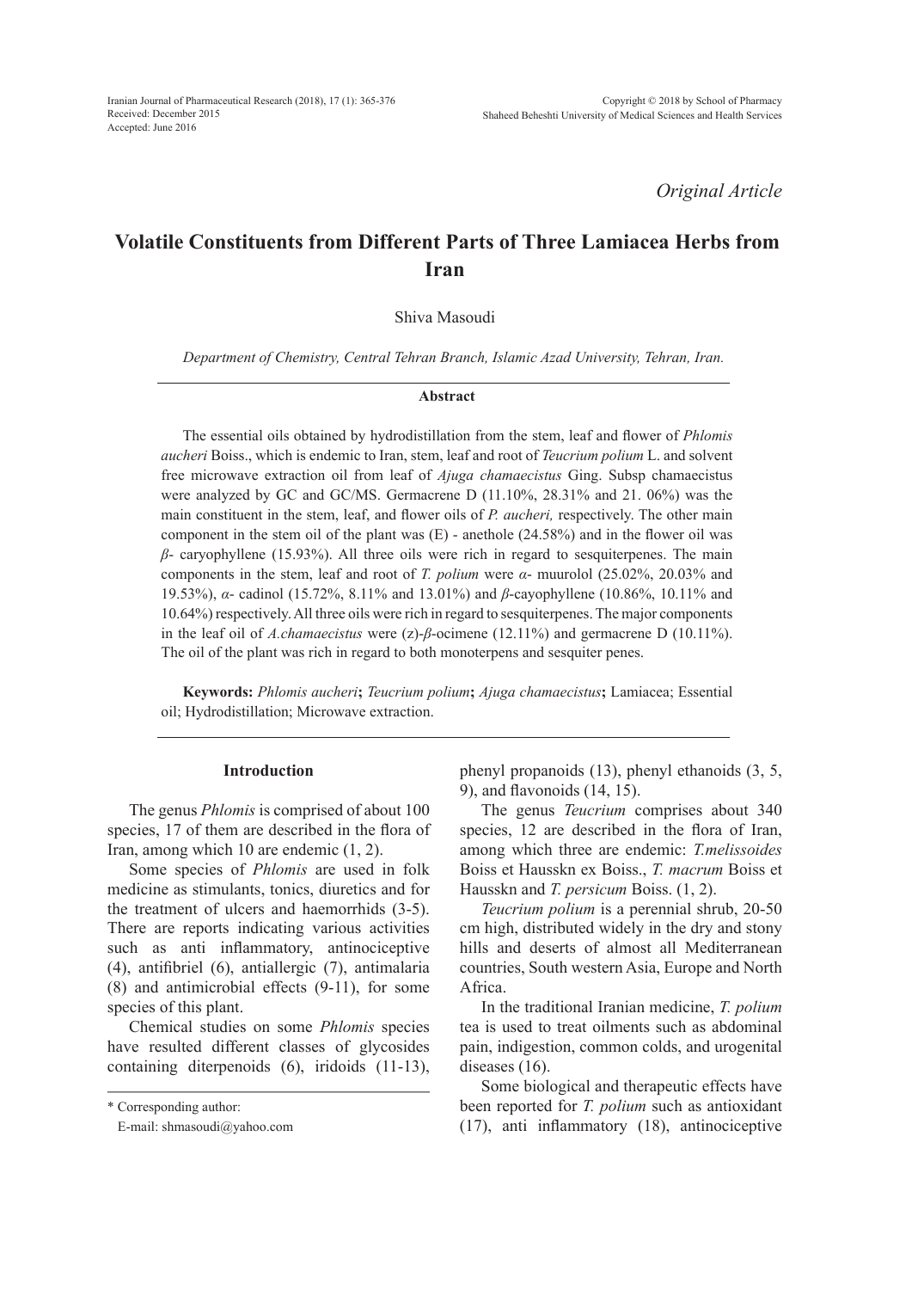*Original Article*

# Volatile Constituents from Different Parts of Three Lamiacea Herbs from Iran

Shiva Masoudi

*Department of Chemistry, Central Tehran Branch, Islamic Azad University, Tehran, Iran.*

## Abstract

The essential oils obtained by hydrodistillation from the stem, leaf and flower of *Phlomis aucheri* Boiss., which is endemic to Iran, stem, leaf and root of *Teucrium polium* L. and solvent free microwave extraction oil from leaf of *Ajuga chamaecistus* Ging. Subsp chamaecistus were analyzed by GC and GC/MS. Germacrene D (11.10%, 28.31% and 21. 06%) was the main constituent in the stem, leaf, and flower oils of *P. aucheri,* respectively. The other main component in the stem oil of the plant was (E) - anethole (24.58%) and in the flower oil was *β*- caryophyllene (15.93%). All three oils were rich in regard to sesquiterpenes. The main components in the stem, leaf and root of *T. polium* were *α*- muurolol (25.02%, 20.03% and 19.53%), *α*- cadinol (15.72%, 8.11% and 13.01%) and *β*-cayophyllene (10.86%, 10.11% and 10.64%) respectively. All three oils were rich in regard to sesquiterpenes. The major components in the leaf oil of *A.chamaecistus* were (z)-*β*-ocimene (12.11%) and germacrene D (10.11%). The oil of the plant was rich in regard to both monoterpens and sesquiter penes.

**Keywords:** *Phlomis aucheri***;** *Teucrium polium***;** *Ajuga chamaecistus***;** Lamiacea; Essential oil; Hydrodistillation; Microwave extraction.

## Introduction

The genus *Phlomis* is comprised of about 100 species, 17 of them are described in the flora of Iran, among which 10 are endemic (1, 2).

Some species of *Phlomis* are used in folk medicine as stimulants, tonics, diuretics and for the treatment of ulcers and haemorrhids (3-5). There are reports indicating various activities such as anti inflammatory, antinociceptive (4), antifibriel (6), antiallergic (7), antimalaria (8) and antimicrobial effects (9-11), for some species of this plant.

Chemical studies on some *Phlomis* species have resulted different classes of glycosides containing diterpenoids (6), iridoids (11-13), phenyl propanoids (13), phenyl ethanoids (3, 5, 9), and flavonoids (14, 15).

The genus *Teucrium* comprises about 340 species, 12 are described in the flora of Iran, among which three are endemic: *T.melissoides* Boiss et Hausskn ex Boiss., *T. macrum* Boiss et Hausskn and *T. persicum* Boiss. (1, 2).

*Teucrium polium* is a perennial shrub, 20-50 cm high, distributed widely in the dry and stony hills and deserts of almost all Mediterranean countries, South western Asia, Europe and North Africa.

In the traditional Iranian medicine, *T. polium* tea is used to treat oilments such as abdominal pain, indigestion, common colds, and urogenital diseases (16).

Some biological and therapeutic effects have been reported for *T. polium* such as antioxidant (17), anti inflammatory (18), antinociceptive

\* Corresponding author:
E-mail: shmasoudi@yahoo.com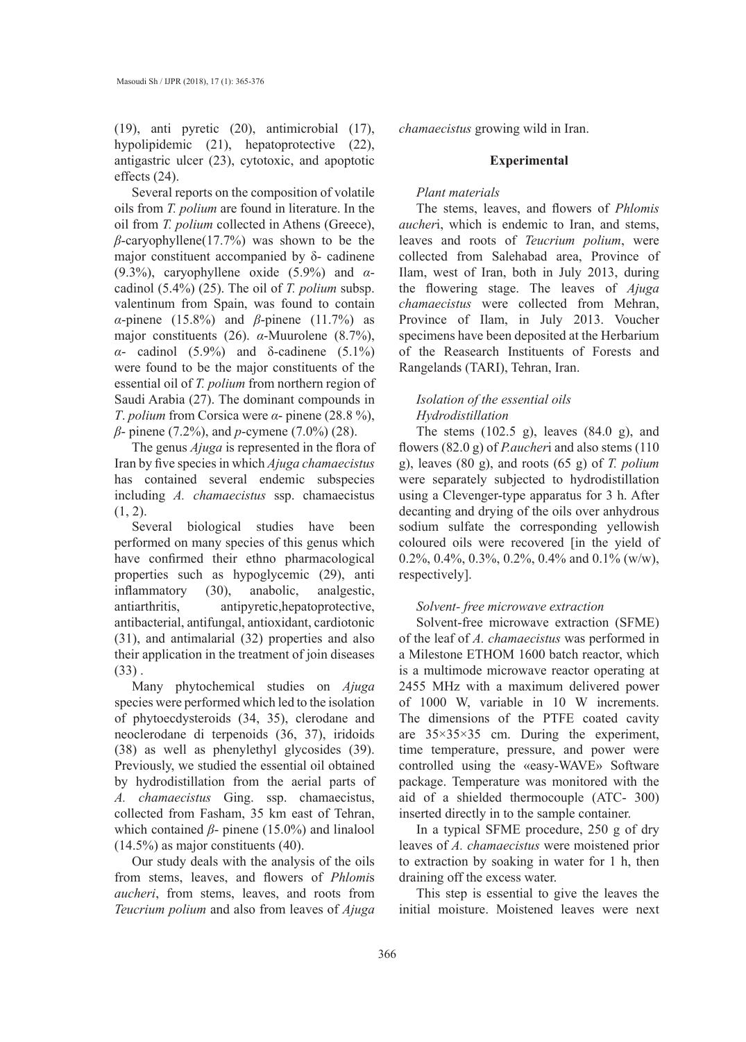(19), anti pyretic (20), antimicrobial (17), hypolipidemic (21), hepatoprotective (22), antigastric ulcer (23), cytotoxic, and apoptotic effects (24).

Several reports on the composition of volatile oils from *T. polium* are found in literature. In the oil from *T. polium* collected in Athens (Greece), *β*-caryophyllene(17.7%) was shown to be the major constituent accompanied by δ- cadinene (9.3%), caryophyllene oxide (5.9%) and *α*-cadinol (5.4%) (25). The oil of *T. polium* subsp. valentinum from Spain, was found to contain *α*-pinene (15.8%) and *β*-pinene (11.7%) as major constituents (26). *α*-Muurolene (8.7%), *α*- cadinol (5.9%) and δ-cadinene (5.1%) were found to be the major constituents of the essential oil of *T. polium* from northern region of Saudi Arabia (27). The dominant compounds in *T*. *polium* from Corsica were *α*- pinene (28.8 %), *β*- pinene (7.2%), and *p*-cymene (7.0%) (28).

The genus *Ajuga* is represented in the flora of Iran by five species in which *Ajuga chamaecistus* has contained several endemic subspecies including *A. chamaecistus* ssp. chamaecistus (1, 2).

Several biological studies have been performed on many species of this genus which have confirmed their ethno pharmacological properties such as hypoglycemic (29), anti inflammatory (30), anabolic, analgestic, antiarthritis, antipyretic,hepatoprotective, antibacterial, antifungal, antioxidant, cardiotonic (31), and antimalarial (32) properties and also their application in the treatment of join diseases (33) .

Many phytochemical studies on *Ajuga* species were performed which led to the isolation of phytoecdysteroids (34, 35), clerodane and neoclerodane di terpenoids (36, 37), iridoids (38) as well as phenylethyl glycosides (39). Previously, we studied the essential oil obtained by hydrodistillation from the aerial parts of *A. chamaecistus* Ging. ssp. chamaecistus, collected from Fasham, 35 km east of Tehran, which contained *β*- pinene (15.0%) and linalool (14.5%) as major constituents (40).

Our study deals with the analysis of the oils from stems, leaves, and flowers of *Phlomis aucheri*, from stems, leaves, and roots from *Teucrium polium* and also from leaves of *Ajuga chamaecistus* growing wild in Iran.

## Experimental

### *Plant materials*

The stems, leaves, and flowers of *Phlomis aucher*i, which is endemic to Iran, and stems, leaves and roots of *Teucrium polium*, were collected from Salehabad area, Province of Ilam, west of Iran, both in July 2013, during the flowering stage. The leaves of *Ajuga chamaecistus* were collected from Mehran, Province of Ilam, in July 2013. Voucher specimens have been deposited at the Herbarium of the Reasearch Instituents of Forests and Rangelands (TARI), Tehran, Iran.

### *Isolation of the essential oils*

#### *Hydrodistillation*

The stems (102.5 g), leaves (84.0 g), and flowers (82.0 g) of *P.aucher*i and also stems (110 g), leaves (80 g), and roots (65 g) of *T. polium* were separately subjected to hydrodistillation using a Clevenger-type apparatus for 3 h. After decanting and drying of the oils over anhydrous sodium sulfate the corresponding yellowish coloured oils were recovered [in the yield of 0.2%, 0.4%, 0.3%, 0.2%, 0.4% and 0.1% (w/w), respectively].

#### *Solvent- free microwave extraction*

Solvent-free microwave extraction (SFME) of the leaf of *A. chamaecistus* was performed in a Milestone ETHOM 1600 batch reactor, which is a multimode microwave reactor operating at 2455 MHz with a maximum delivered power of 1000 W, variable in 10 W increments. The dimensions of the PTFE coated cavity are 35×35×35 cm. During the experiment, time temperature, pressure, and power were controlled using the «easy-WAVE» Software package. Temperature was monitored with the aid of a shielded thermocouple (ATC- 300) inserted directly in to the sample container.

In a typical SFME procedure, 250 g of dry leaves of *A. chamaecistus* were moistened prior to extraction by soaking in water for 1 h, then draining off the excess water.

This step is essential to give the leaves the initial moisture. Moistened leaves were next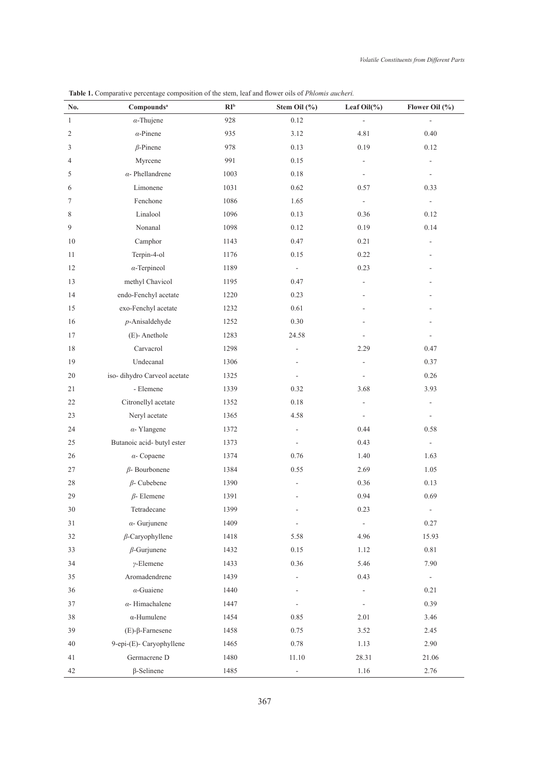**Table 1.** Comparative percentage composition of the stem, leaf and flower oils of *Phlomis aucheri.*

| No. | Compounds[a] | RI[b] | Stem Oil (%) | Leaf Oil(%) | Flower Oil (%) |
|---|---|---|---|---|---|
| 1 | *α*-Thujene | 928 | 0.12 | - | - |
| 2 | *α*-Pinene | 935 | 3.12 | 4.81 | 0.40 |
| 3 | *β*-Pinene | 978 | 0.13 | 0.19 | 0.12 |
| 4 | Myrcene | 991 | 0.15 | - | - |
| 5 | *α*- Phellandrene | 1003 | 0.18 | - | - |
| 6 | Limonene | 1031 | 0.62 | 0.57 | 0.33 |
| 7 | Fenchone | 1086 | 1.65 | - | - |
| 8 | Linalool | 1096 | 0.13 | 0.36 | 0.12 |
| 9 | Nonanal | 1098 | 0.12 | 0.19 | 0.14 |
| 10 | Camphor | 1143 | 0.47 | 0.21 | - |
| 11 | Terpin-4-ol | 1176 | 0.15 | 0.22 | - |
| 12 | *α*-Terpineol | 1189 | - | 0.23 | - |
| 13 | methyl Chavicol | 1195 | 0.47 | - | - |
| 14 | endo-Fenchyl acetate | 1220 | 0.23 | - | - |
| 15 | exo-Fenchyl acetate | 1232 | 0.61 | - | - |
| 16 | *p*-Anisaldehyde | 1252 | 0.30 | - | - |
| 17 | (E)- Anethole | 1283 | 24.58 | - | - |
| 18 | Carvacrol | 1298 | - | 2.29 | 0.47 |
| 19 | Undecanal | 1306 | - | - | 0.37 |
| 20 | iso- dihydro Carveol acetate | 1325 | - | - | 0.26 |
| 21 | - Elemene | 1339 | 0.32 | 3.68 | 3.93 |
| 22 | Citronellyl acetate | 1352 | 0.18 | - | - |
| 23 | Neryl acetate | 1365 | 4.58 | - | - |
| 24 | *α*- Ylangene | 1372 | - | 0.44 | 0.58 |
| 25 | Butanoic acid- butyl ester | 1373 | - | 0.43 | - |
| 26 | *α*- Copaene | 1374 | 0.76 | 1.40 | 1.63 |
| 27 | *β*- Bourbonene | 1384 | 0.55 | 2.69 | 1.05 |
| 28 | *β*- Cubebene | 1390 | - | 0.36 | 0.13 |
| 29 | *β*- Elemene | 1391 | - | 0.94 | 0.69 |
| 30 | Tetradecane | 1399 | - | 0.23 | - |
| 31 | *α*- Gurjunene | 1409 | - | - | 0.27 |
| 32 | *β*-Caryophyllene | 1418 | 5.58 | 4.96 | 15.93 |
| 33 | *β*-Gurjunene | 1432 | 0.15 | 1.12 | 0.81 |
| 34 | *γ*-Elemene | 1433 | 0.36 | 5.46 | 7.90 |
| 35 | Aromadendrene | 1439 | - | 0.43 | - |
| 36 | *α*-Guaiene | 1440 | - | - | 0.21 |
| 37 | *α*- Himachalene | 1447 | - | - | 0.39 |
| 38 | α-Humulene | 1454 | 0.85 | 2.01 | 3.46 |
| 39 | (E)-β-Farnesene | 1458 | 0.75 | 3.52 | 2.45 |
| 40 | 9-epi-(E)- Caryophyllene | 1465 | 0.78 | 1.13 | 2.90 |
| 41 | Germacrene D | 1480 | 11.10 | 28.31 | 21.06 |
| 42 | β-Selinene | 1485 | - | 1.16 | 2.76 |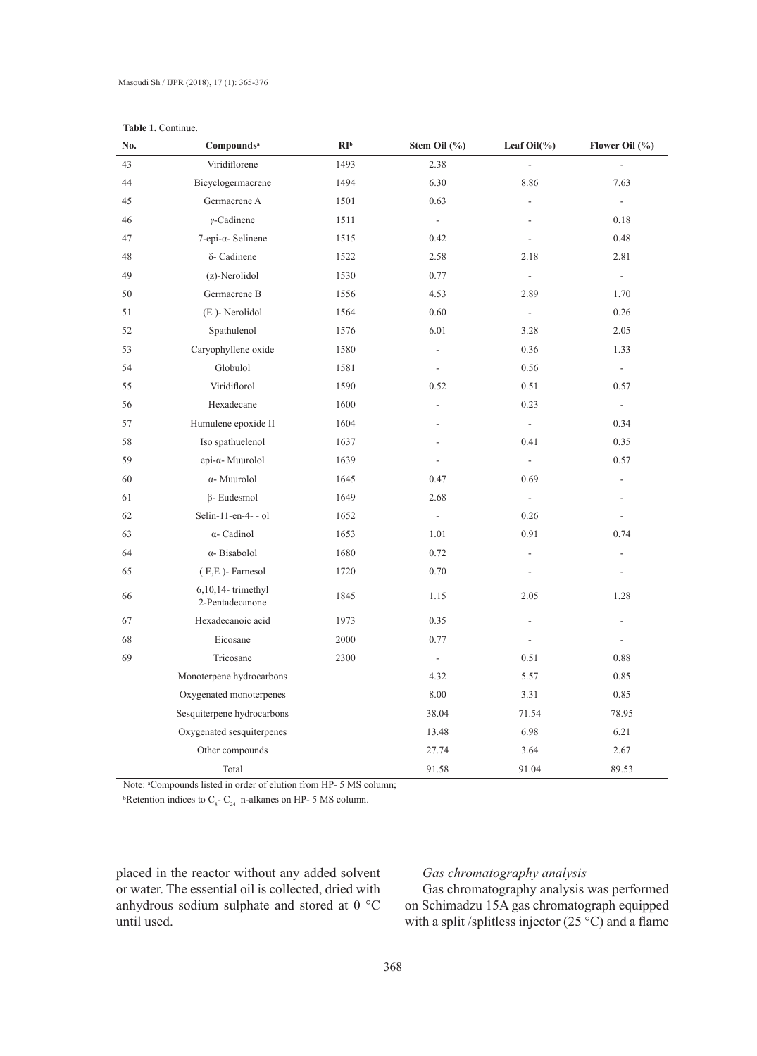**Table 1.** Continue.

| No. | Compounds[a] | RI[b] | Stem Oil (%) | Leaf Oil(%) | Flower Oil (%) |
|---|---|---|---|---|---|
| 43 | Viridiflorene | 1493 | 2.38 | - | - |
| 44 | Bicyclogermacrene | 1494 | 6.30 | 8.86 | 7.63 |
| 45 | Germacrene A | 1501 | 0.63 | - | - |
| 46 | γ-Cadinene | 1511 | - | - | 0.18 |
| 47 | 7-epi-α- Selinene | 1515 | 0.42 | - | 0.48 |
| 48 | δ- Cadinene | 1522 | 2.58 | 2.18 | 2.81 |
| 49 | (z)-Nerolidol | 1530 | 0.77 | - | - |
| 50 | Germacrene B | 1556 | 4.53 | 2.89 | 1.70 |
| 51 | (E )- Nerolidol | 1564 | 0.60 | - | 0.26 |
| 52 | Spathulenol | 1576 | 6.01 | 3.28 | 2.05 |
| 53 | Caryophyllene oxide | 1580 | - | 0.36 | 1.33 |
| 54 | Globulol | 1581 | - | 0.56 | - |
| 55 | Viridiflorol | 1590 | 0.52 | 0.51 | 0.57 |
| 56 | Hexadecane | 1600 | - | 0.23 | - |
| 57 | Humulene epoxide II | 1604 | - | - | 0.34 |
| 58 | Iso spathuelenol | 1637 | - | 0.41 | 0.35 |
| 59 | epi-α- Muurolol | 1639 | - | - | 0.57 |
| 60 | α- Muurolol | 1645 | 0.47 | 0.69 | - |
| 61 | β- Eudesmol | 1649 | 2.68 | - | - |
| 62 | Selin-11-en-4- - ol | 1652 | - | 0.26 | - |
| 63 | α- Cadinol | 1653 | 1.01 | 0.91 | 0.74 |
| 64 | α- Bisabolol | 1680 | 0.72 | - | - |
| 65 | ( E,E )- Farnesol | 1720 | 0.70 | - | - |
| 66 | 6,10,14- trimethyl 2-Pentadecanone | 1845 | 1.15 | 2.05 | 1.28 |
| 67 | Hexadecanoic acid | 1973 | 0.35 | - | - |
| 68 | Eicosane | 2000 | 0.77 | - | - |
| 69 | Tricosane | 2300 | - | 0.51 | 0.88 |
| | Monoterpene hydrocarbons | | 4.32 | 5.57 | 0.85 |
| | Oxygenated monoterpenes | | 8.00 | 3.31 | 0.85 |
| | Sesquiterpene hydrocarbons | | 38.04 | 71.54 | 78.95 |
| | Oxygenated sesquiterpenes | | 13.48 | 6.98 | 6.21 |
| | Other compounds | | 27.74 | 3.64 | 2.67 |
| | Total | | 91.58 | 91.04 | 89.53 |

Note: [a]Compounds listed in order of elution from HP- 5 MS column;

[b]Retention indices to $C_8$- $C_{24}$ n-alkanes on HP- 5 MS column.

placed in the reactor without any added solvent or water. The essential oil is collected, dried with anhydrous sodium sulphate and stored at 0 °C until used.

*Gas chromatography analysis*

Gas chromatography analysis was performed on Schimadzu 15A gas chromatograph equipped with a split /splitless injector (25 °C) and a flame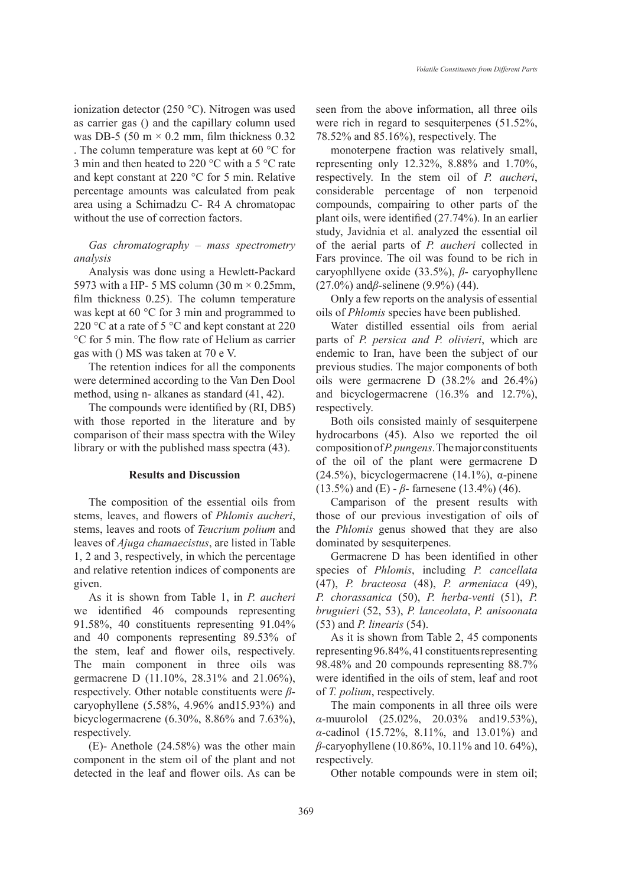ionization detector (250 °C). Nitrogen was used as carrier gas () and the capillary column used was DB-5 (50 m × 0.2 mm, film thickness 0.32 . The column temperature was kept at 60 °C for 3 min and then heated to 220 °C with a 5 °C rate and kept constant at 220 °C for 5 min. Relative percentage amounts was calculated from peak area using a Schimadzu C- R4 A chromatopac without the use of correction factors.

*Gas chromatography – mass spectrometry analysis*

Analysis was done using a Hewlett-Packard 5973 with a HP- 5 MS column (30 m × 0.25mm, film thickness 0.25). The column temperature was kept at 60 °C for 3 min and programmed to 220 °C at a rate of 5 °C and kept constant at 220 °C for 5 min. The flow rate of Helium as carrier gas with () MS was taken at 70 e V.

The retention indices for all the components were determined according to the Van Den Dool method, using n- alkanes as standard (41, 42).

The compounds were identified by (RI, DB5) with those reported in the literature and by comparison of their mass spectra with the Wiley library or with the published mass spectra (43).

## Results and Discussion

The composition of the essential oils from stems, leaves, and flowers of *Phlomis aucheri*, stems, leaves and roots of *Teucrium polium* and leaves of *Ajuga chamaecistus*, are listed in Table 1, 2 and 3, respectively, in which the percentage and relative retention indices of components are given.

As it is shown from Table 1, in *P. aucheri* we identified 46 compounds representing 91.58%, 40 constituents representing 91.04% and 40 components representing 89.53% of the stem, leaf and flower oils, respectively. The main component in three oils was germacrene D (11.10%, 28.31% and 21.06%), respectively. Other notable constituents were *β*- caryophyllene (5.58%, 4.96% and15.93%) and bicyclogermacrene (6.30%, 8.86% and 7.63%), respectively.

(E)- Anethole (24.58%) was the other main component in the stem oil of the plant and not detected in the leaf and flower oils. As can be seen from the above information, all three oils were rich in regard to sesquiterpenes (51.52%, 78.52% and 85.16%), respectively. The

monoterpene fraction was relatively small, representing only 12.32%, 8.88% and 1.70%, respectively. In the stem oil of *P. aucheri*, considerable percentage of non terpenoid compounds, compairing to other parts of the plant oils, were identified (27.74%). In an earlier study, Javidnia et al. analyzed the essential oil of the aerial parts of *P. aucheri* collected in Fars province. The oil was found to be rich in caryophllyene oxide (33.5%), *β*- caryophyllene (27.0%) and*β*-selinene (9.9%) (44).

Only a few reports on the analysis of essential oils of *Phlomis* species have been published.

Water distilled essential oils from aerial parts of *P. persica and P. olivieri*, which are endemic to Iran, have been the subject of our previous studies. The major components of both oils were germacrene D (38.2% and 26.4%) and bicyclogermacrene (16.3% and 12.7%), respectively.

Both oils consisted mainly of sesquiterpene hydrocarbons (45). Also we reported the oil composition of *P. pungens*. The major constituents of the oil of the plant were germacrene D (24.5%), bicyclogermacrene (14.1%), α-pinene (13.5%) and (E) - *β*- farnesene (13.4%) (46).

Camparison of the present results with those of our previous investigation of oils of the *Phlomis* genus showed that they are also dominated by sesquiterpenes.

Germacrene D has been identified in other species of *Phlomis*, including *P. cancellata* (47), *P. bracteosa* (48), *P. armeniaca* (49), *P. chorassanica* (50), *P. herba-venti* (51), *P. bruguieri* (52, 53), *P. lanceolata*, *P. anisoonata* (53) and *P. linearis* (54).

As it is shown from Table 2, 45 components representing 96.84%, 41 constituents representing 98.48% and 20 compounds representing 88.7% were identified in the oils of stem, leaf and root of *T. polium*, respectively.

The main components in all three oils were *α*-muurolol (25.02%, 20.03% and19.53%), *α*-cadinol (15.72%, 8.11%, and 13.01%) and *β*-caryophyllene (10.86%, 10.11% and 10. 64%), respectively.

Other notable compounds were in stem oil;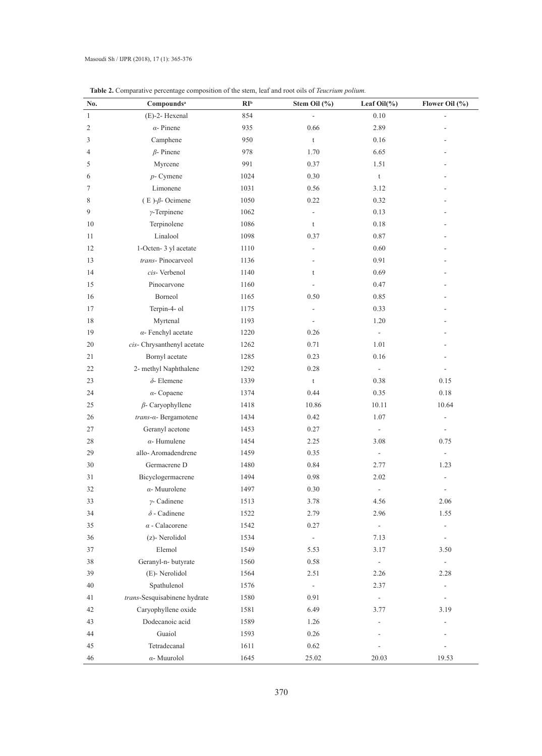**Table 2.** Comparative percentage composition of the stem, leaf and root oils of *Teucrium polium.*

| No. | Compounds[a] | RI[b] | Stem Oil (%) | Leaf Oil(%) | Flower Oil (%) |
|---|---|---|---|---|---|
| 1 | (E)-2- Hexenal | 854 | - | 0.10 | - |
| 2 | *α*- Pinene | 935 | 0.66 | 2.89 | - |
| 3 | Camphene | 950 | t | 0.16 | - |
| 4 | *β*- Pinene | 978 | 1.70 | 6.65 | - |
| 5 | Myrcene | 991 | 0.37 | 1.51 | - |
| 6 | *p*- Cymene | 1024 | 0.30 | t | - |
| 7 | Limonene | 1031 | 0.56 | 3.12 | - |
| 8 | ( E )-*β*- Ocimene | 1050 | 0.22 | 0.32 | - |
| 9 | *γ*-Terpinene | 1062 | - | 0.13 | - |
| 10 | Terpinolene | 1086 | t | 0.18 | - |
| 11 | Linalool | 1098 | 0.37 | 0.87 | - |
| 12 | 1-Octen- 3 yl acetate | 1110 | - | 0.60 | - |
| 13 | *trans*- Pinocarveol | 1136 | - | 0.91 | - |
| 14 | *cis*- Verbenol | 1140 | t | 0.69 | - |
| 15 | Pinocarvone | 1160 | - | 0.47 | - |
| 16 | Borneol | 1165 | 0.50 | 0.85 | - |
| 17 | Terpin-4- ol | 1175 | - | 0.33 | - |
| 18 | Myrtenal | 1193 | - | 1.20 | - |
| 19 | *α*- Fenchyl acetate | 1220 | 0.26 | - | - |
| 20 | *cis*- Chrysanthenyl acetate | 1262 | 0.71 | 1.01 | - |
| 21 | Bornyl acetate | 1285 | 0.23 | 0.16 | - |
| 22 | 2- methyl Naphthalene | 1292 | 0.28 | - | - |
| 23 | *δ*- Elemene | 1339 | t | 0.38 | 0.15 |
| 24 | *α*- Copaene | 1374 | 0.44 | 0.35 | 0.18 |
| 25 | *β*- Caryophyllene | 1418 | 10.86 | 10.11 | 10.64 |
| 26 | *trans*-*α*- Bergamotene | 1434 | 0.42 | 1.07 | - |
| 27 | Geranyl acetone | 1453 | 0.27 | - | - |
| 28 | *α*- Humulene | 1454 | 2.25 | 3.08 | 0.75 |
| 29 | allo- Aromadendrene | 1459 | 0.35 | - | - |
| 30 | Germacrene D | 1480 | 0.84 | 2.77 | 1.23 |
| 31 | Bicyclogermacrene | 1494 | 0.98 | 2.02 | - |
| 32 | *α*- Muurolene | 1497 | 0.30 | - | - |
| 33 | *γ*- Cadinene | 1513 | 3.78 | 4.56 | 2.06 |
| 34 | *δ* - Cadinene | 1522 | 2.79 | 2.96 | 1.55 |
| 35 | *α* - Calacorene | 1542 | 0.27 | - | - |
| 36 | (z)- Nerolidol | 1534 | - | 7.13 | - |
| 37 | Elemol | 1549 | 5.53 | 3.17 | 3.50 |
| 38 | Geranyl-n- butyrate | 1560 | 0.58 | - | - |
| 39 | (E)- Nerolidol | 1564 | 2.51 | 2.26 | 2.28 |
| 40 | Spathulenol | 1576 | - | 2.37 | - |
| 41 | *trans*-Sesquisabinene hydrate | 1580 | 0.91 | - | - |
| 42 | Caryophyllene oxide | 1581 | 6.49 | 3.77 | 3.19 |
| 43 | Dodecanoic acid | 1589 | 1.26 | - | - |
| 44 | Guaiol | 1593 | 0.26 | - | - |
| 45 | Tetradecanal | 1611 | 0.62 | - | - |
| 46 | *α*- Muurolol | 1645 | 25.02 | 20.03 | 19.53 |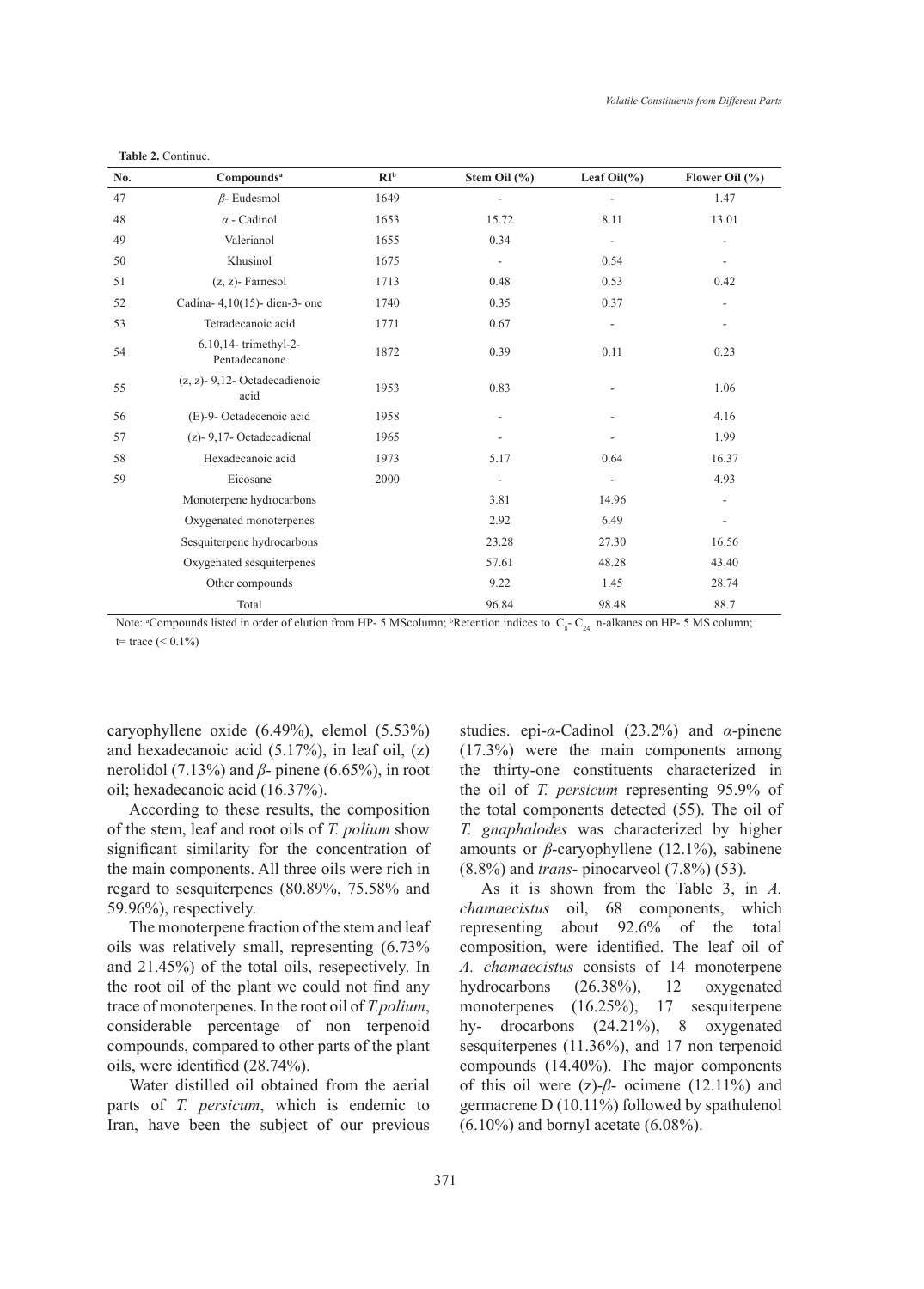**Table 2.** Continue.

| No. | Compounds[a] | RI[b] | Stem Oil (%) | Leaf Oil(%) | Flower Oil (%) |
|---|---|---|---|---|---|
| 47 | *β*- Eudesmol | 1649 | - | - | 1.47 |
| 48 | *α* - Cadinol | 1653 | 15.72 | 8.11 | 13.01 |
| 49 | Valerianol | 1655 | 0.34 | - | - |
| 50 | Khusinol | 1675 | - | 0.54 | - |
| 51 | (z, z)- Farnesol | 1713 | 0.48 | 0.53 | 0.42 |
| 52 | Cadina- 4,10(15)- dien-3- one | 1740 | 0.35 | 0.37 | - |
| 53 | Tetradecanoic acid | 1771 | 0.67 | - | - |
| 54 | 6.10,14- trimethyl-2-Pentadecanone | 1872 | 0.39 | 0.11 | 0.23 |
| 55 | (z, z)- 9,12- Octadecadienoic acid | 1953 | 0.83 | - | 1.06 |
| 56 | (E)-9- Octadecenoic acid | 1958 | - | - | 4.16 |
| 57 | (z)- 9,17- Octadecadienal | 1965 | - | - | 1.99 |
| 58 | Hexadecanoic acid | 1973 | 5.17 | 0.64 | 16.37 |
| 59 | Eicosane | 2000 | - | - | 4.93 |
| | Monoterpene hydrocarbons | | 3.81 | 14.96 | - |
| | Oxygenated monoterpenes | | 2.92 | 6.49 | - |
| | Sesquiterpene hydrocarbons | | 23.28 | 27.30 | 16.56 |
| | Oxygenated sesquiterpenes | | 57.61 | 48.28 | 43.40 |
| | Other compounds | | 9.22 | 1.45 | 28.74 |
| | Total | | 96.84 | 98.48 | 88.7 |

Note: [a]Compounds listed in order of elution from HP- 5 MScolumn; [b]Retention indices to $C_8$- $C_{24}$ n-alkanes on HP- 5 MS column; t= trace (< 0.1%)

caryophyllene oxide (6.49%), elemol (5.53%) and hexadecanoic acid (5.17%), in leaf oil, (z) nerolidol (7.13%) and *β*- pinene (6.65%), in root oil; hexadecanoic acid (16.37%).

According to these results, the composition of the stem, leaf and root oils of *T. polium* show significant similarity for the concentration of the main components. All three oils were rich in regard to sesquiterpenes (80.89%, 75.58% and 59.96%), respectively.

The monoterpene fraction of the stem and leaf oils was relatively small, representing (6.73% and 21.45%) of the total oils, resepectively. In the root oil of the plant we could not find any trace of monoterpenes. In the root oil of *T.polium*, considerable percentage of non terpenoid compounds, compared to other parts of the plant oils, were identified (28.74%).

Water distilled oil obtained from the aerial parts of *T. persicum*, which is endemic to Iran, have been the subject of our previous studies. epi-*α*-Cadinol (23.2%) and *α*-pinene (17.3%) were the main components among the thirty-one constituents characterized in the oil of *T. persicum* representing 95.9% of the total components detected (55). The oil of *T. gnaphalodes* was characterized by higher amounts or *β*-caryophyllene (12.1%), sabinene (8.8%) and *trans*- pinocarveol (7.8%) (53).

As it is shown from the Table 3, in *A. chamaecistus* oil, 68 components, which representing about 92.6% of the total composition, were identified. The leaf oil of *A. chamaecistus* consists of 14 monoterpene hydrocarbons (26.38%), 12 oxygenated monoterpenes (16.25%), 17 sesquiterpene hy- drocarbons (24.21%), 8 oxygenated sesquiterpenes (11.36%), and 17 non terpenoid compounds (14.40%). The major components of this oil were (z)-*β*- ocimene (12.11%) and germacrene D (10.11%) followed by spathulenol (6.10%) and bornyl acetate (6.08%).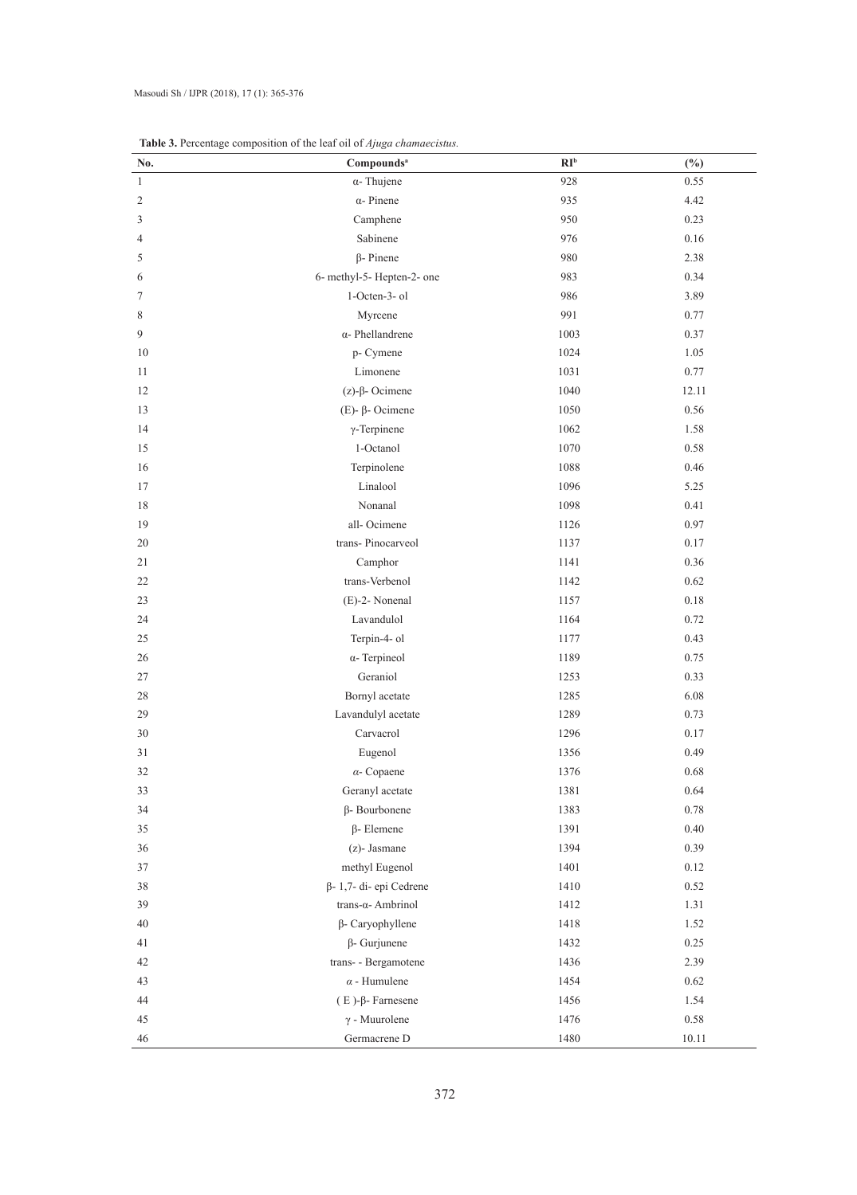**Table 3.** Percentage composition of the leaf oil of *Ajuga chamaecistus.*

| No. | Compounds[a] | RI[b] | (%) |
|---|---|---|---|
| 1 | α- Thujene | 928 | 0.55 |
| 2 | α- Pinene | 935 | 4.42 |
| 3 | Camphene | 950 | 0.23 |
| 4 | Sabinene | 976 | 0.16 |
| 5 | β- Pinene | 980 | 2.38 |
| 6 | 6- methyl-5- Hepten-2- one | 983 | 0.34 |
| 7 | 1-Octen-3- ol | 986 | 3.89 |
| 8 | Myrcene | 991 | 0.77 |
| 9 | α- Phellandrene | 1003 | 0.37 |
| 10 | p- Cymene | 1024 | 1.05 |
| 11 | Limonene | 1031 | 0.77 |
| 12 | (z)-β- Ocimene | 1040 | 12.11 |
| 13 | (E)- β- Ocimene | 1050 | 0.56 |
| 14 | γ-Terpinene | 1062 | 1.58 |
| 15 | 1-Octanol | 1070 | 0.58 |
| 16 | Terpinolene | 1088 | 0.46 |
| 17 | Linalool | 1096 | 5.25 |
| 18 | Nonanal | 1098 | 0.41 |
| 19 | all- Ocimene | 1126 | 0.97 |
| 20 | trans- Pinocarveol | 1137 | 0.17 |
| 21 | Camphor | 1141 | 0.36 |
| 22 | trans-Verbenol | 1142 | 0.62 |
| 23 | (E)-2- Nonenal | 1157 | 0.18 |
| 24 | Lavandulol | 1164 | 0.72 |
| 25 | Terpin-4- ol | 1177 | 0.43 |
| 26 | α- Terpineol | 1189 | 0.75 |
| 27 | Geraniol | 1253 | 0.33 |
| 28 | Bornyl acetate | 1285 | 6.08 |
| 29 | Lavandulyl acetate | 1289 | 0.73 |
| 30 | Carvacrol | 1296 | 0.17 |
| 31 | Eugenol | 1356 | 0.49 |
| 32 | α- Copaene | 1376 | 0.68 |
| 33 | Geranyl acetate | 1381 | 0.64 |
| 34 | β- Bourbonene | 1383 | 0.78 |
| 35 | β- Elemene | 1391 | 0.40 |
| 36 | (z)- Jasmane | 1394 | 0.39 |
| 37 | methyl Eugenol | 1401 | 0.12 |
| 38 | β- 1,7- di- epi Cedrene | 1410 | 0.52 |
| 39 | trans-α- Ambrinol | 1412 | 1.31 |
| 40 | β- Caryophyllene | 1418 | 1.52 |
| 41 | β- Gurjunene | 1432 | 0.25 |
| 42 | trans- - Bergamotene | 1436 | 2.39 |
| 43 | α - Humulene | 1454 | 0.62 |
| 44 | ( E )-β- Farnesene | 1456 | 1.54 |
| 45 | γ - Muurolene | 1476 | 0.58 |
| 46 | Germacrene D | 1480 | 10.11 |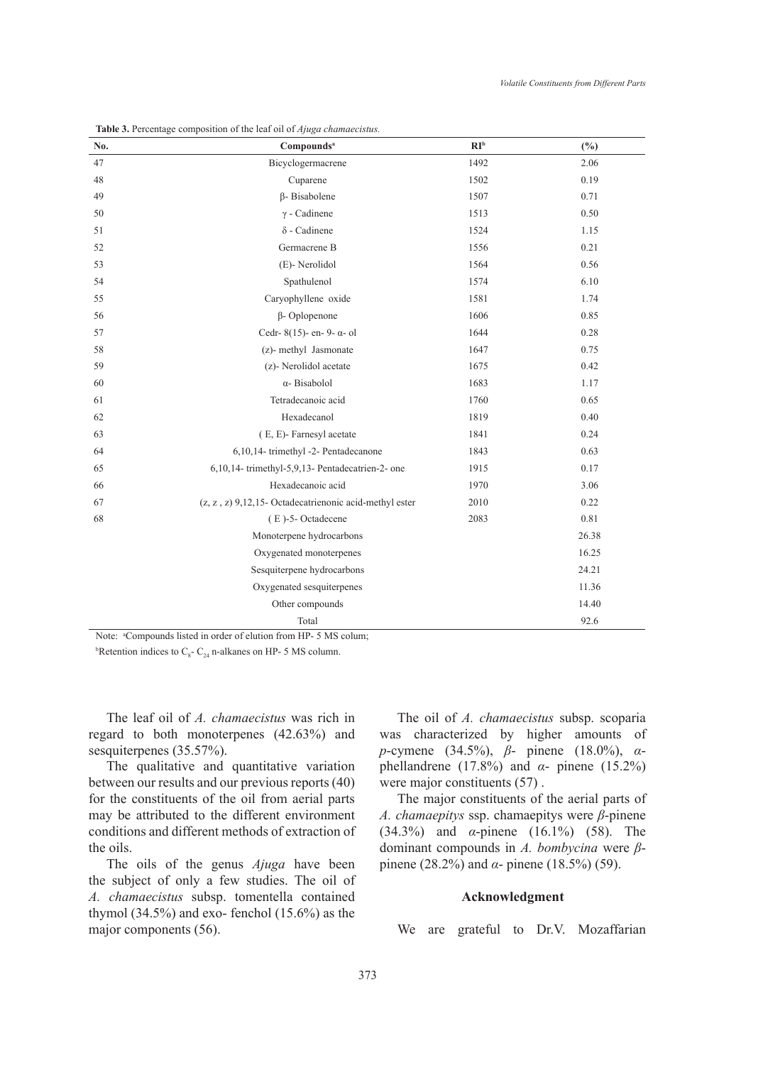**Table 3.** Percentage composition of the leaf oil of *Ajuga chamaecistus.*

| No. | Compounds[a] | RI[b] | (%) |
|---|---|---|---|
| 47 | Bicyclogermacrene | 1492 | 2.06 |
| 48 | Cuparene | 1502 | 0.19 |
| 49 | β- Bisabolene | 1507 | 0.71 |
| 50 | γ - Cadinene | 1513 | 0.50 |
| 51 | δ - Cadinene | 1524 | 1.15 |
| 52 | Germacrene B | 1556 | 0.21 |
| 53 | (E)- Nerolidol | 1564 | 0.56 |
| 54 | Spathulenol | 1574 | 6.10 |
| 55 | Caryophyllene oxide | 1581 | 1.74 |
| 56 | β- Oplopenone | 1606 | 0.85 |
| 57 | Cedr- 8(15)- en- 9- α- ol | 1644 | 0.28 |
| 58 | (z)- methyl Jasmonate | 1647 | 0.75 |
| 59 | (z)- Nerolidol acetate | 1675 | 0.42 |
| 60 | α- Bisabolol | 1683 | 1.17 |
| 61 | Tetradecanoic acid | 1760 | 0.65 |
| 62 | Hexadecanol | 1819 | 0.40 |
| 63 | ( E, E)- Farnesyl acetate | 1841 | 0.24 |
| 64 | 6,10,14- trimethyl -2- Pentadecanone | 1843 | 0.63 |
| 65 | 6,10,14- trimethyl-5,9,13- Pentadecatrien-2- one | 1915 | 0.17 |
| 66 | Hexadecanoic acid | 1970 | 3.06 |
| 67 | (z, z , z) 9,12,15- Octadecatrienonic acid-methyl ester | 2010 | 0.22 |
| 68 | ( E )-5- Octadecene | 2083 | 0.81 |
| | Monoterpene hydrocarbons | | 26.38 |
| | Oxygenated monoterpenes | | 16.25 |
| | Sesquiterpene hydrocarbons | | 24.21 |
| | Oxygenated sesquiterpenes | | 11.36 |
| | Other compounds | | 14.40 |
| | Total | | 92.6 |

Note: [a]Compounds listed in order of elution from HP- 5 MS colum;

[b]Retention indices to $C_8$- $C_{24}$ n-alkanes on HP- 5 MS column.

The leaf oil of *A. chamaecistus* was rich in regard to both monoterpenes (42.63%) and sesquiterpenes (35.57%).

The qualitative and quantitative variation between our results and our previous reports (40) for the constituents of the oil from aerial parts may be attributed to the different environment conditions and different methods of extraction of the oils.

The oils of the genus *Ajuga* have been the subject of only a few studies. The oil of *A. chamaecistus* subsp. tomentella contained thymol (34.5%) and exo- fenchol (15.6%) as the major components (56).

The oil of *A. chamaecistus* subsp. scoparia was characterized by higher amounts of *p*-cymene (34.5%), *β*- pinene (18.0%), *α*- phellandrene (17.8%) and *α*- pinene (15.2%) were major constituents (57) .

The major constituents of the aerial parts of *A. chamaepitys* ssp. chamaepitys were *β*-pinene (34.3%) and *α*-pinene (16.1%) (58). The dominant compounds in *A. bombycina* were *β*-pinene (28.2%) and *α*- pinene (18.5%) (59).

## Acknowledgment

We are grateful to Dr.V. Mozaffarian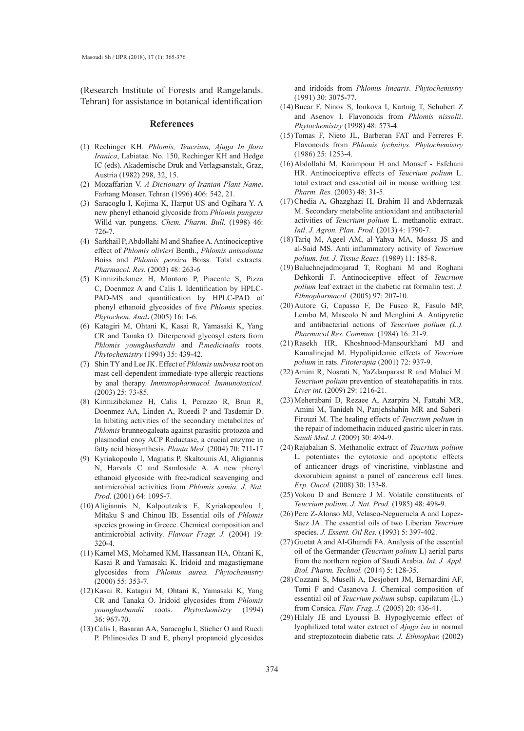(Research Institute of Forests and Rangelands. Tehran) for assistance in botanical identification

## References

(1) Rechinger KH. *Phlomis, Teucrium, Ajuga In flora Iranica*, Labiatae. No. 150, Rechinger KH and Hedge IC (eds). Akademische Druk and Verlagsanstalt, Graz, Austria (1982) 298, 32, 15.

(2) Mozaffarian V. *A Dictionary of Iranian Plant Name***.** Farhang Moaser. Tehran (1996) 406: 542, 21.

(3) Saracoglu I, Kojima K, Harput US and Ogihara Y. A new phenyl ethanoid glycoside from *Phlomis pungens* Willd var. pungens. *Chem. Pharm. Bull.* (1998) 46: 726-7.

(4) Sarkhail P, Abdollahi M and Shafiee A. Antinociceptive effect of *Phlomis olivieri* Benth., *Phlomis anisodonta* Boiss and *Phlomis persica* Boiss. Total extracts. *Pharmacol. Res.* (2003) 48: 263-6

(5) Kirmizibekmez H, Montoro P, Piacente S, Pizza C, Doenmez A and Calis I. Identification by HPLC-PAD-MS and quantification by HPLC-PAD of phenyl ethanoid glycosides of five *Phlomis* species. *Phytochem. Anal***.** (2005) 16: 1-6.

(6) Katagiri M, Ohtani K, Kasai R, Yamasaki K, Yang CR and Tanaka O. Diterpenoid glycosyl esters from *Phlomis younghusbandii* and *P.medicinalis* roots. *Phytochemistry* (1994) 35: 439-42.

(7) Shin TY and Lee JK. Effect of *Phlomis umbrosa* root on mast cell-dependent immediate-type allergic reactions by anal therapy. *Immunopharmacol. Immunotoxicol*. (2003) 25: 73-85.

(8) Kirmizibekmez H, Calis I, Perozzo R, Brun R, Doenmez AA, Linden A, Rueedi P and Tasdemir D. In hibiting activities of the secondary metabolites of *Phlomis* brunneogaleata against parasitic protozoa and plasmodial enoy ACP Reductase, a crucial enzyme in fatty acid biosynthesis. *Planta Med.* (2004) 70: 711-17

(9) Kyriakopoulo I, Magiatis P, Skaltounis AI, Aligiannis N, Harvala C and Samloside A. A new phenyl ethanoid glycoside with free-radical scavenging and antimicrobial activities from *Phlomis samia. J. Nat. Prod.* (2001) 64: 1095-7.

(10) Aligiannis N, Kalpoutzakis E, Kyriakopoulou I, Mitaku S and Chinou IB. Essential oils of *Phlomis* species growing in Greece. Chemical composition and antimicrobial activity. *Flavour Fragr. J.* (2004) 19: 320-4.

(11) Kamel MS, Mohamed KM, Hassanean HA, Ohtani K, Kasai R and Yamasaki K. Iridoid and magastigmane glycosides from *Phlomis aurea. Phytochemistry* (2000) 55: 353-7.

(12) Kasai R, Katagiri M, Ohtani K, Yamasaki K, Yang CR and Tanaka O. Iridoid glycosides from *Phlomis younghusbandii* roots. *Phytochemistry* (1994) 36: 967-70.

(13) Calis I, Basaran AA, Saracoglu I, Sticher O and Ruedi P. Phlinosides D and E, phenyl propanoid glycosides and iridoids from *Phlomis linearis*. *Phytochemistry* (1991) 30: 3075-77.

(14) Bucar F, Ninov S, Ionkova I, Kartnig T, Schubert Z and Asenov I. Flavonoids from *Phlomis nissolii*. *Phytochemistry* (1998) 48: 573-4.

(15) Tomas F, Nieto JL, Barberan FAT and Ferreres F. Flavonoids from *Phlomis lychnitys. Phytochemistry* (1986) 25: 1253-4.

(16) Abdollahi M, Karimpour H and Monsef - Esfehani HR. Antinociceptive effects of *Teucrium polium* L. total extract and essential oil in mouse writhing test*. Pharm. Res.* (2003) 48: 31-5.

(17) Chedia A, Ghazghazi H, Brahim H and Abderrazak M. Secondary metabolite antioxidant and antibacterial activities of *Teucrium polium* L. methanolic extract. *Intl*. *J. Agron. Plan. Prod.* (2013) 4: 1790-7.

(18) Tariq M, Ageel AM, al-Yahya MA, Mossa JS and al-Said MS. Anti inflammatory activity of *Teucrium polium. Int. J. Tissue React.* (1989) 11: 185-8.

(19) Baluchnejadmojarad T, Roghani M and Roghani Dehkordi F. Antinociceptive effect of *Teucrium polium* leaf extract in the diabetic rat formalin test. *J. Ethnopharmacol.* (2005) 97: 207-10.

(20) Autore G, Capasso F, De Fusco R, Fasulo MP, Lembo M, Mascolo N and Menghini A. Antipyretic and antibacterial actions of *Teucrium polium (L.). Pharmacol Res. Commun.* (1984) 16: 21-9.

(21) Rasekh HR, Khoshnood-Mansourkhani MJ and Kamalinejad M. Hypolipidemic effects of *Teucrium polium* in rats. *Fitoterapia* (2001) 72: 937-9.

(22) Amini R, Nosrati N, YaZdanparast R and Molaei M. *Teucrium polium* prevention of steatohepatitis in rats. *Liver int.* (2009) 29: 1216-21.

(23) Meherabani D, Rezaee A, Azarpira N, Fattahi MR, Amini M, Tanideh N, Panjehshahin MR and Saberi-Firouzi M. The healing effects of *Teucrium polium* in the repair of indomethacin induced gastric ulcer in rats. *Saudi Med. J.* (2009) 30: 494-9.

(24) Rajabalian S. Methanolic extract of *Teucrium polium* L. potentiates the cytotoxic and apoptotic effects of anticancer drugs of vincristine, vinblastine and doxorubicin against a panel of cancerous cell lines. *Exp. Oncol.* (2008) 30: 133-8.

(25) Vokou D and Bemere J M. Volatile constituents of *Teucrium polium. J. Nat. Prod.* (1985) 48: 498-9.

(26) Pere Z-Alonso MJ, Velasco-Negueruela A and Lopez-Saez JA. The essential oils of two Liberian *Teucrium* species. *J. Essent. Oil Res.* (1993) 5: 397-402.

(27) Guetat A and Al-Ghamdi FA. Analysis of the essential oil of the Germander **(***Teucrium polium* L) aerial parts from the northern region of Saudi Arabia. *Int. J. Appl. Biol. Pharm. Technol.* (2014) 5: 128-35.

(28) Cozzani S, Muselli A, Desjobert JM, Bernardini AF, Tomi F and Casanova J. Chemical composition of essential oil of *Teucrium polium* subsp. capilatum (L.) from Corsica. *Flav. Frag. J.* (2005) 20: 436-41.

(29) Hilaly JE and Lyoussi B. Hypoglycemic effect of lyophilized total water extract of *Ajuga iva* in normal and streptozotocin diabetic rats. *J. Ethnophar.* (2002)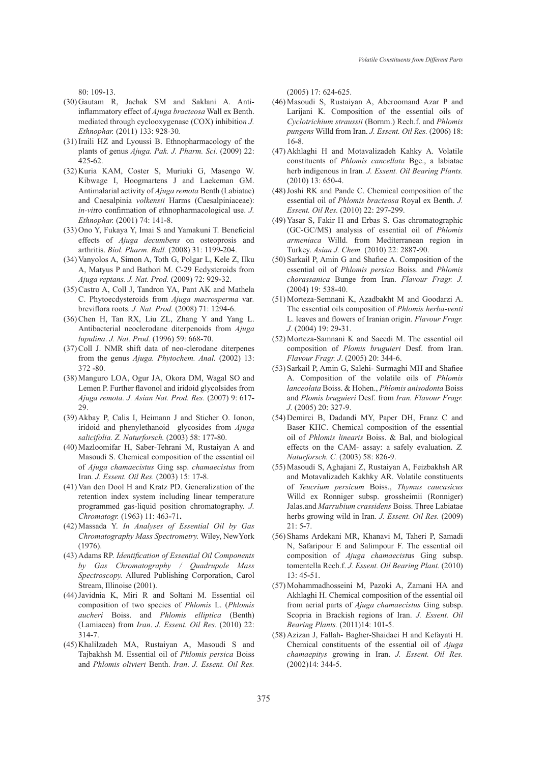80: 109-13.

(30) Gautam R, Jachak SM and Saklani A. Anti-inflammatory effect of *Ajuga bracteosa* Wall ex Benth. mediated through cyclooxygenase (COX) inhibitio*n J. Ethnophar.* (2011) 133: 928-30*.*

(31) Iraili HZ and Lyoussi B. Ethnopharmacology of the plants of genus *Ajuga. Pak. J. Pharm. Sci.* (2009) 22: 425-62.

(32) Kuria KAM, Coster S, Muriuki G, Masengo W. Kibwage I, Hoogmartens J and Laekeman GM. Antimalarial activity of *Ajuga remota* Benth (Labiatae) and Caesalpinia *volkensii* Harms (Caesalpiniaceae): *in-vit*ro confirmation of ethnopharmacological use. *J. Ethnophar.* (2001) 74: 141-8.

(33) Ono Y, Fukaya Y, Imai S and Yamakuni T. Beneficial effects of *Ajuga decumbens* on osteoprosis and arthritis. *Biol. Pharm. Bull.* (2008) 31: 1199-204.

(34) Vanyolos A, Simon A, Toth G, Polgar L, Kele Z, Ilku A, Matyus P and Bathori M. C-29 Ecdysteroids from *Ajuga reptans. J. Nat. Prod.* (2009) 72: 929-32.

(35) Castro A, Coll J, Tandron YA, Pant AK and Mathela C. Phytoecdysteroids from *Ajuga macrosperma* var*.* breviflora roots. *J. Nat. Prod.* (2008) 71: 1294-6.

(36) Chen H, Tan RX, Liu ZL, Zhang Y and Yang L. Antibacterial neoclerodane diterpenoids from *Ajuga lupulina*. *J. Nat. Prod.* (1996) 59: 668-70.

(37) Coll J. NMR shift data of neo-clerodane diterpenes from the genus *Ajuga. Phytochem. Anal.* (2002) 13: 372 -80.

(38) Manguro LOA, Ogur JA, Okora DM, Wagal SO and Lemen P. Further flavonol and iridoid glycolsides from *Ajuga remota. J. Asian Nat. Prod. Res.* (2007) 9: 617-29.

(39) Akbay P, Calis I, Heimann J and Sticher O. Ionon, iridoid and phenylethanoid glycosides from *Ajuga salicifolia. Z. Naturforsch.* (2003) 58: 177-80.

(40) Mazloomifar H, Saber-Tehrani M, Rustaiyan A and Masoudi S. Chemical composition of the essential oil of *Ajuga chamaecistus* Ging ssp. *chamaecistus* from Iran*. J. Essent. Oil Res.* (2003) 15: 17-8.

(41) Van den Dool H and Kratz PD. Generalization of the retention index system including linear temperature programmed gas-liquid position chromatography. *J. Chromatogr.* (1963) 11: 463-71**.**

(42) Massada Y. *In Analyses of Essential Oil by Gas Chromatography Mass Spectrometry.* Wiley, NewYork (1976).

(43) Adams RP. *Identification of Essential Oil Components by Gas Chromatography / Quadrupole Mass Spectroscopy.* Allured Publishing Corporation, Carol Stream, Illinoise (2001).

(44) Javidnia K, Miri R and Soltani M. Essential oil composition of two species of *Phlomis* L. (*Phlomis aucheri* Boiss. and *Phlomis elliptica* (Benth) (Lamiacea) from *Iran*. *J. Essent. Oil Res.* (2010) 22: 314-7.

(45) Khalilzadeh MA, Rustaiyan A, Masoudi S and Tajbakhsh M. Essential oil of *Phlomis persica* Boiss and *Phlomis olivieri* Benth. *Iran*. *J. Essent. Oil Res.* (2005) 17: 624-625.

(46) Masoudi S, Rustaiyan A, Aberoomand Azar P and Larijani K. Composition of the essential oils of *Cyclotrichium straussii* (Bornm.) Rech.f. and *Phlomis pungens* Willd from Iran. *J. Essent. Oil Res.* (2006) 18: 16-8.

(47) Akhlaghi H and Motavalizadeh Kahky A. Volatile constituents of *Phlomis cancellata* Bge., a labiatae herb indigenous in Iran*. J. Essent. Oil Bearing Plants.* (2010) 13: 650-4.

(48) Joshi RK and Pande C. Chemical composition of the essential oil of *Phlomis bracteosa* Royal ex Benth. *J. Essent. Oil Res.* (2010) 22: 297-299.

(49) Yasar S, Fakir H and Erbas S. Gas chromatographic (GC-GC/MS) analysis of essential oil of *Phlomis armeniaca* Willd. from Mediterranean region in Turkey. *Asian J. Chem.* (2010) 22: 2887-90.

(50) Sarkail P, Amin G and Shafiee A. Composition of the essential oil of *Phlomis persica* Boiss. and *Phlomis chorassanica* Bunge from Iran. *Flavour Fragr. J.* (2004) 19: 538-40.

(51) Morteza-Semnani K, Azadbakht M and Goodarzi A. The essential oils composition of *Phlomis herba-venti* L. leaves and flowers of Iranian origin. *Flavour Fragr. J.* (2004) 19: 29-31.

(52) Morteza-Samnani K and Saeedi M. The essential oil composition of *Plomis bruguieri* Desf. from Iran. *Flavour Fragr. J*. (2005) 20: 344-6.

(53) Sarkail P, Amin G, Salehi- Surmaghi MH and Shafiee A. Composition of the volatile oils of *Phlomis lanceolata* Boiss. & Hohen., *Phlomis anisodonta* Boiss and *Plomis bruguieri* Desf. from *Iran. Flavour Fragr. J.* (2005) 20: 327-9.

(54) Demirci B, Dadandi MY, Paper DH, Franz C and Baser KHC. Chemical composition of the essential oil of *Phlomis linearis* Boiss. & Bal, and biological effects on the CAM- assay: a safely evaluation. *Z. Naturforsch. C.* (2003) 58: 826-9.

(55) Masoudi S, Aghajani Z, Rustaiyan A, Feizbakhsh AR and Motavalizadeh Kakhky AR. Volatile constituents of *Teucrium persicum* Boiss., *Thymus caucasicus* Willd ex Ronniger subsp. grossheimii (Ronniger) Jalas.and *Marrubium crassidens* Boiss. Three Labiatae herbs growing wild in Iran. *J. Essent. Oil Res.* (2009) 21: 5-7.

(56) Shams Ardekani MR, Khanavi M, Taheri P, Samadi N, Safaripour E and Salimpour F. The essential oil composition of *Ajuga chamaecist*us Ging subsp. tomentella Rech.f. *J. Essent. Oil Bearing Plant.* (2010) 13: 45-51.

(57) Mohammadhosseini M, Pazoki A, Zamani HA and Akhlaghi H. Chemical composition of the essential oil from aerial parts of *Ajuga chamaecistus* Ging subsp. Scopria in Brackish regions of Iran. *J. Essent. Oil Bearing Plants.* (2011)14: 101-5.

(58) Azizan J, Fallah- Bagher-Shaidaei H and Kefayati H. Chemical constituents of the essential oil of *Ajuga chamaepitys* growing in Iran. *J. Essent. Oil Res.* (2002)14: 344-5.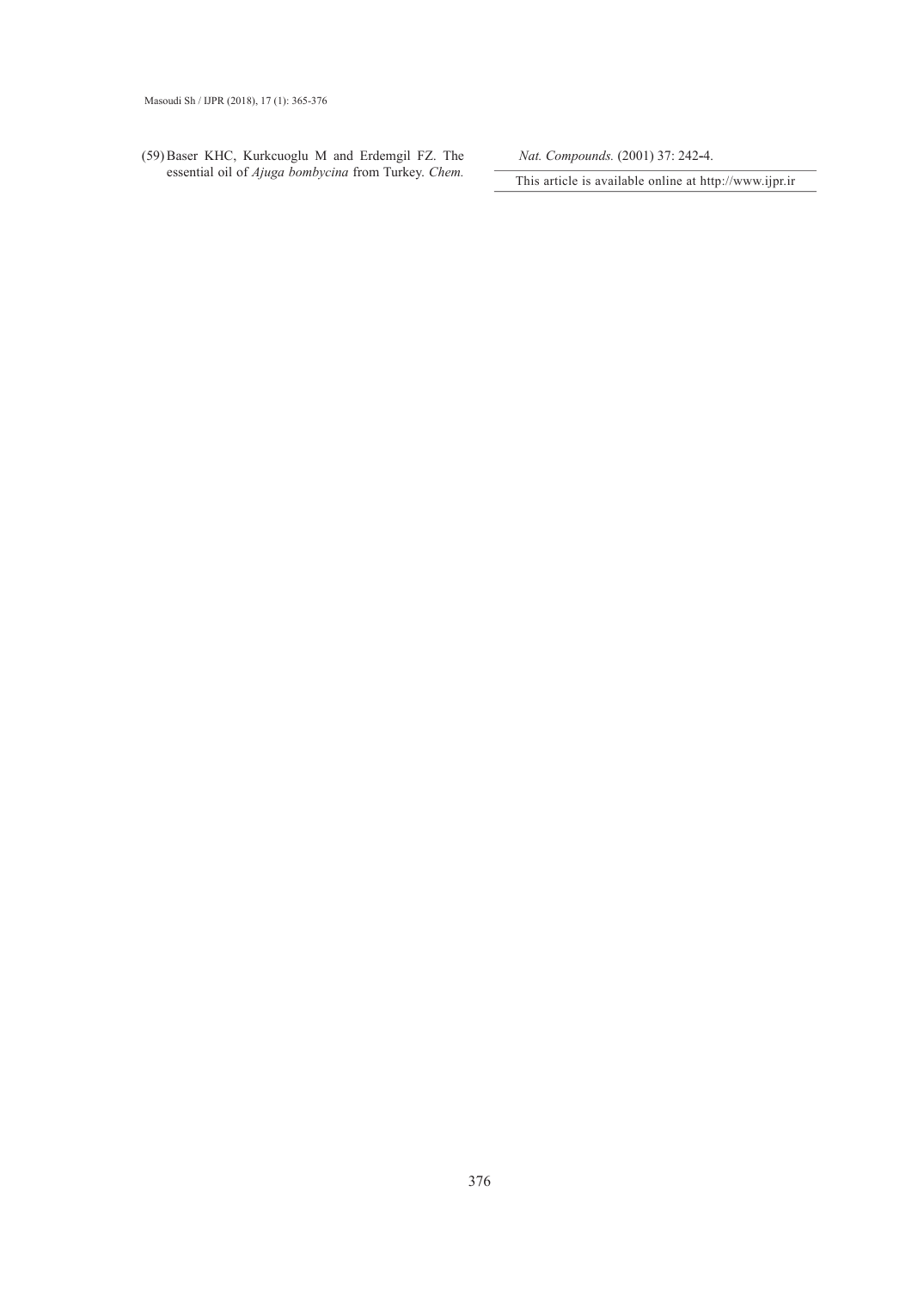(59) Baser KHC, Kurkcuoglu M and Erdemgil FZ. The essential oil of *Ajuga bombycina* from Turkey. *Chem. Nat. Compounds.* (2001) 37: 242-4.

This article is available online at http://www.ijpr.ir